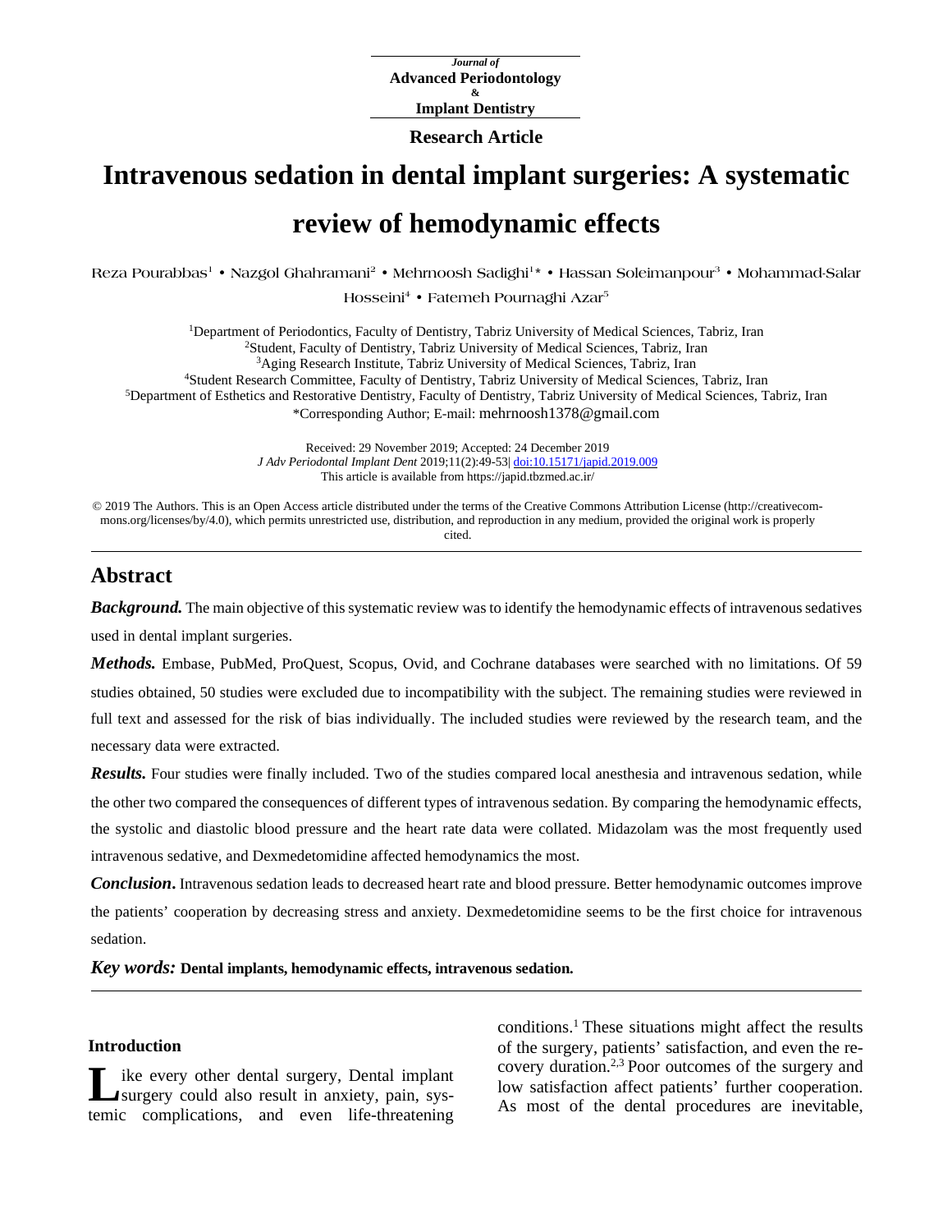Research Article

# Intravenous sedation in dental implant surgeries: A systematic review of hemodynamic effects

Reza Pourabbas[1] • Nazgol Ghahramani[2] • Mehrnoosh Sadighi[1]* • Hassan Soleimanpour[3] • Mohammad-Salar Hosseini[4] • Fatemeh Pournaghi Azar[5]

[1]Department of Periodontics, Faculty of Dentistry, Tabriz University of Medical Sciences, Tabriz, Iran
[2]Student, Faculty of Dentistry, Tabriz University of Medical Sciences, Tabriz, Iran
[3]Aging Research Institute, Tabriz University of Medical Sciences, Tabriz, Iran
[4]Student Research Committee, Faculty of Dentistry, Tabriz University of Medical Sciences, Tabriz, Iran
[5]Department of Esthetics and Restorative Dentistry, Faculty of Dentistry, Tabriz University of Medical Sciences, Tabriz, Iran
*Corresponding Author; E-mail: mehrnoosh1378@gmail.com

Received: 29 November 2019; Accepted: 24 December 2019
*J Adv Periodontal Implant Dent* 2019;11(2):49-53| doi:10.15171/japid.2019.009
This article is available from https://japid.tbzmed.ac.ir/

© 2019 The Authors. This is an Open Access article distributed under the terms of the Creative Commons Attribution License (http://creativecommons.org/licenses/by/4.0), which permits unrestricted use, distribution, and reproduction in any medium, provided the original work is properly cited.

## Abstract

***Background.*** The main objective of this systematic review was to identify the hemodynamic effects of intravenous sedatives used in dental implant surgeries.

***Methods.*** Embase, PubMed, ProQuest, Scopus, Ovid, and Cochrane databases were searched with no limitations. Of 59 studies obtained, 50 studies were excluded due to incompatibility with the subject. The remaining studies were reviewed in full text and assessed for the risk of bias individually. The included studies were reviewed by the research team, and the necessary data were extracted.

***Results.*** Four studies were finally included. Two of the studies compared local anesthesia and intravenous sedation, while the other two compared the consequences of different types of intravenous sedation. By comparing the hemodynamic effects, the systolic and diastolic blood pressure and the heart rate data were collated. Midazolam was the most frequently used intravenous sedative, and Dexmedetomidine affected hemodynamics the most.

***Conclusion*.** Intravenous sedation leads to decreased heart rate and blood pressure. Better hemodynamic outcomes improve the patients' cooperation by decreasing stress and anxiety. Dexmedetomidine seems to be the first choice for intravenous sedation.

***Key words:*** **Dental implants, hemodynamic effects, intravenous sedation.**

## Introduction

Like every other dental surgery, Dental implant surgery could also result in anxiety, pain, systemic complications, and even life-threatening conditions.[1] These situations might affect the results of the surgery, patients' satisfaction, and even the recovery duration.[2,3] Poor outcomes of the surgery and low satisfaction affect patients' further cooperation. As most of the dental procedures are inevitable,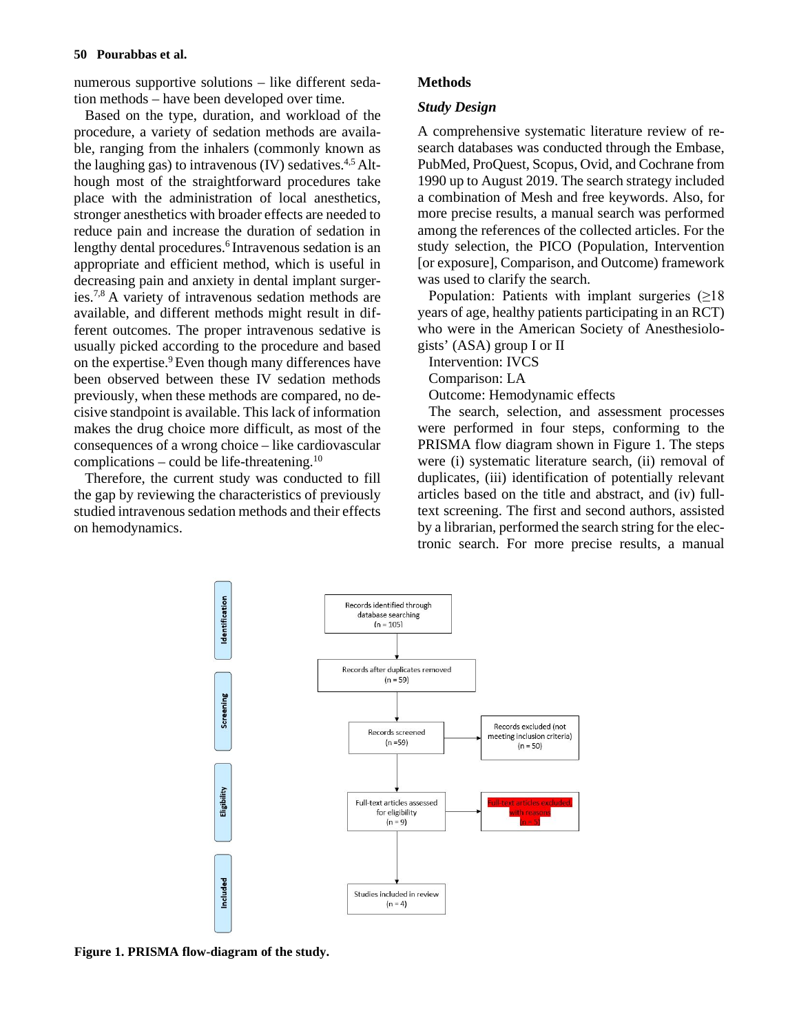numerous supportive solutions – like different sedation methods – have been developed over time.

Based on the type, duration, and workload of the procedure, a variety of sedation methods are available, ranging from the inhalers (commonly known as the laughing gas) to intravenous (IV) sedatives.[4,5] Although most of the straightforward procedures take place with the administration of local anesthetics, stronger anesthetics with broader effects are needed to reduce pain and increase the duration of sedation in lengthy dental procedures.[6] Intravenous sedation is an appropriate and efficient method, which is useful in decreasing pain and anxiety in dental implant surgeries.[7,8] A variety of intravenous sedation methods are available, and different methods might result in different outcomes. The proper intravenous sedative is usually picked according to the procedure and based on the expertise.[9] Even though many differences have been observed between these IV sedation methods previously, when these methods are compared, no decisive standpoint is available. This lack of information makes the drug choice more difficult, as most of the consequences of a wrong choice – like cardiovascular complications – could be life-threatening.[10]

Therefore, the current study was conducted to fill the gap by reviewing the characteristics of previously studied intravenous sedation methods and their effects on hemodynamics.

## Methods

### *Study Design*

A comprehensive systematic literature review of research databases was conducted through the Embase, PubMed, ProQuest, Scopus, Ovid, and Cochrane from 1990 up to August 2019. The search strategy included a combination of Mesh and free keywords. Also, for more precise results, a manual search was performed among the references of the collected articles. For the study selection, the PICO (Population, Intervention [or exposure], Comparison, and Outcome) framework was used to clarify the search.

Population: Patients with implant surgeries (≥18 years of age, healthy patients participating in an RCT) who were in the American Society of Anesthesiologists' (ASA) group I or II

Intervention: IVCS

Comparison: LA

Outcome: Hemodynamic effects

The search, selection, and assessment processes were performed in four steps, conforming to the PRISMA flow diagram shown in Figure 1. The steps were (i) systematic literature search, (ii) removal of duplicates, (iii) identification of potentially relevant articles based on the title and abstract, and (iv) full-text screening. The first and second authors, assisted by a librarian, performed the search string for the electronic search. For more precise results, a manual

Identification: Records identified through database searching (n = 105)

Records after duplicates removed (n = 59)

Screening: Records screened (n =59) → Records excluded (not meeting inclusion criteria) (n = 50)

Eligibility: Full-text articles assessed for eligibility (n = 9) → Full-text articles excluded, with reasons (n = 5)

Included: Studies included in review (n = 4)

**Figure 1. PRISMA flow-diagram of the study.**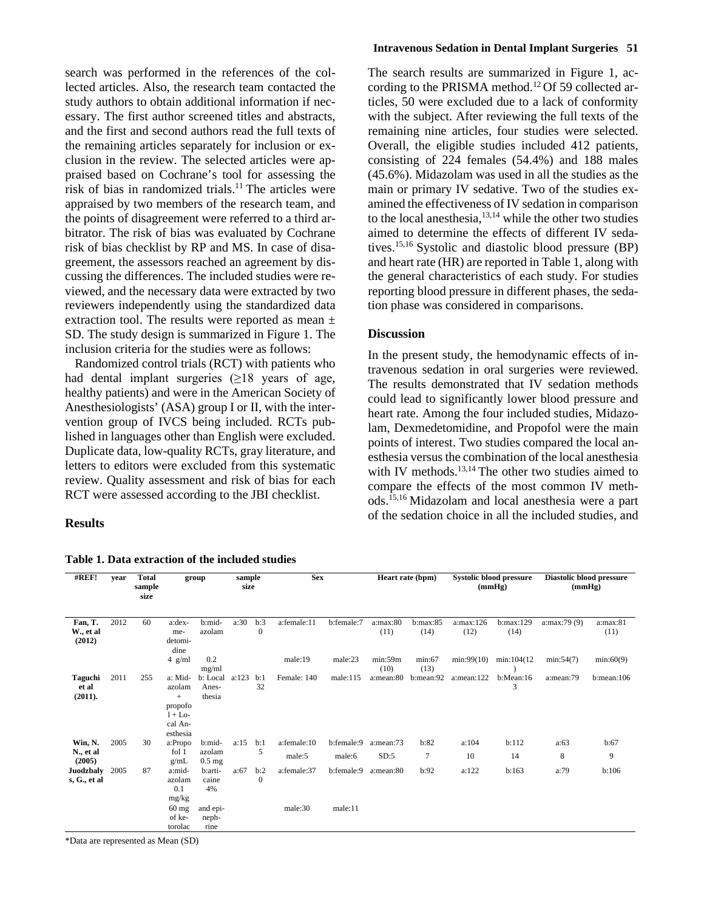search was performed in the references of the collected articles. Also, the research team contacted the study authors to obtain additional information if necessary. The first author screened titles and abstracts, and the first and second authors read the full texts of the remaining articles separately for inclusion or exclusion in the review. The selected articles were appraised based on Cochrane's tool for assessing the risk of bias in randomized trials.[11] The articles were appraised by two members of the research team, and the points of disagreement were referred to a third arbitrator. The risk of bias was evaluated by Cochrane risk of bias checklist by RP and MS. In case of disagreement, the assessors reached an agreement by discussing the differences. The included studies were reviewed, and the necessary data were extracted by two reviewers independently using the standardized data extraction tool. The results were reported as mean ± SD. The study design is summarized in Figure 1. The inclusion criteria for the studies were as follows:

Randomized control trials (RCT) with patients who had dental implant surgeries (≥18 years of age, healthy patients) and were in the American Society of Anesthesiologists' (ASA) group I or II, with the intervention group of IVCS being included. RCTs published in languages other than English were excluded. Duplicate data, low-quality RCTs, gray literature, and letters to editors were excluded from this systematic review. Quality assessment and risk of bias for each RCT were assessed according to the JBI checklist.

## Results

The search results are summarized in Figure 1, according to the PRISMA method.[12] Of 59 collected articles, 50 were excluded due to a lack of conformity with the subject. After reviewing the full texts of the remaining nine articles, four studies were selected. Overall, the eligible studies included 412 patients, consisting of 224 females (54.4%) and 188 males (45.6%). Midazolam was used in all the studies as the main or primary IV sedative. Two of the studies examined the effectiveness of IV sedation in comparison to the local anesthesia,[13,14] while the other two studies aimed to determine the effects of different IV sedatives.[15,16] Systolic and diastolic blood pressure (BP) and heart rate (HR) are reported in Table 1, along with the general characteristics of each study. For studies reporting blood pressure in different phases, the sedation phase was considered in comparisons.

## Discussion

In the present study, the hemodynamic effects of intravenous sedation in oral surgeries were reviewed. The results demonstrated that IV sedation methods could lead to significantly lower blood pressure and heart rate. Among the four included studies, Midazolam, Dexmedetomidine, and Propofol were the main points of interest. Two studies compared the local anesthesia versus the combination of the local anesthesia with IV methods.[13,14] The other two studies aimed to compare the effects of the most common IV methods.[15,16] Midazolam and local anesthesia were a part of the sedation choice in all the included studies, and

**Table 1. Data extraction of the included studies**

| #REF! | year | Total sample size | group | | sample size | | Sex | | Heart rate (bpm) | | Systolic blood pressure (mmHg) | | Diastolic blood pressure (mmHg) | |
|---|---|---|---|---|---|---|---|---|---|---|---|---|---|---|
| **Fan, T. W., et al (2012)** | 2012 | 60 | a:dexmedetomidine 4 g/ml | b:midazolam 0.2 mg/ml | a:30 | b:30 | a:female:11 male:19 | b:female:7 male:23 | a:max:80 (11) min:59m (10) | b:max:85 (14) min:67 (13) | a:max:126 (12) min:99(10) | b:max:129 (14) min:104(12) | a:max:79 (9) min:54(7) | a:max:81 (11) min:60(9) |
| **Taguchi et al (2011).** | 2011 | 255 | a: Midazolam + propofol + Local Anesthesia | b: Local Anesthesia | a:123 | b:132 | Female: 140 | male:115 | a:mean:80 | b:mean:92 | a:mean:122 | b:Mean:163 | a:mean:79 | b:mean:106 |
| **Win, N. N., et al (2005)** | 2005 | 30 | a:Propofol 1 g/mL | b:midazolam 0.5 mg | a:15 | b:15 | a:female:10 male:5 | b:female:9 male:6 | a:mean:73 SD:5 | b:82 7 | a:104 10 | b:112 14 | a:63 8 | b:67 9 |
| **Juodzbalys, G., et al** | 2005 | 87 | a:midazolam 0.1 mg/kg 60 mg of ketorolac | b:articaine 4% and epinephrine | a:67 | b:20 | a:female:37 male:30 | b:female:9 male:11 | a:mean:80 | b:92 | a:122 | b:163 | a:79 | b:106 |

*Data are represented as Mean (SD)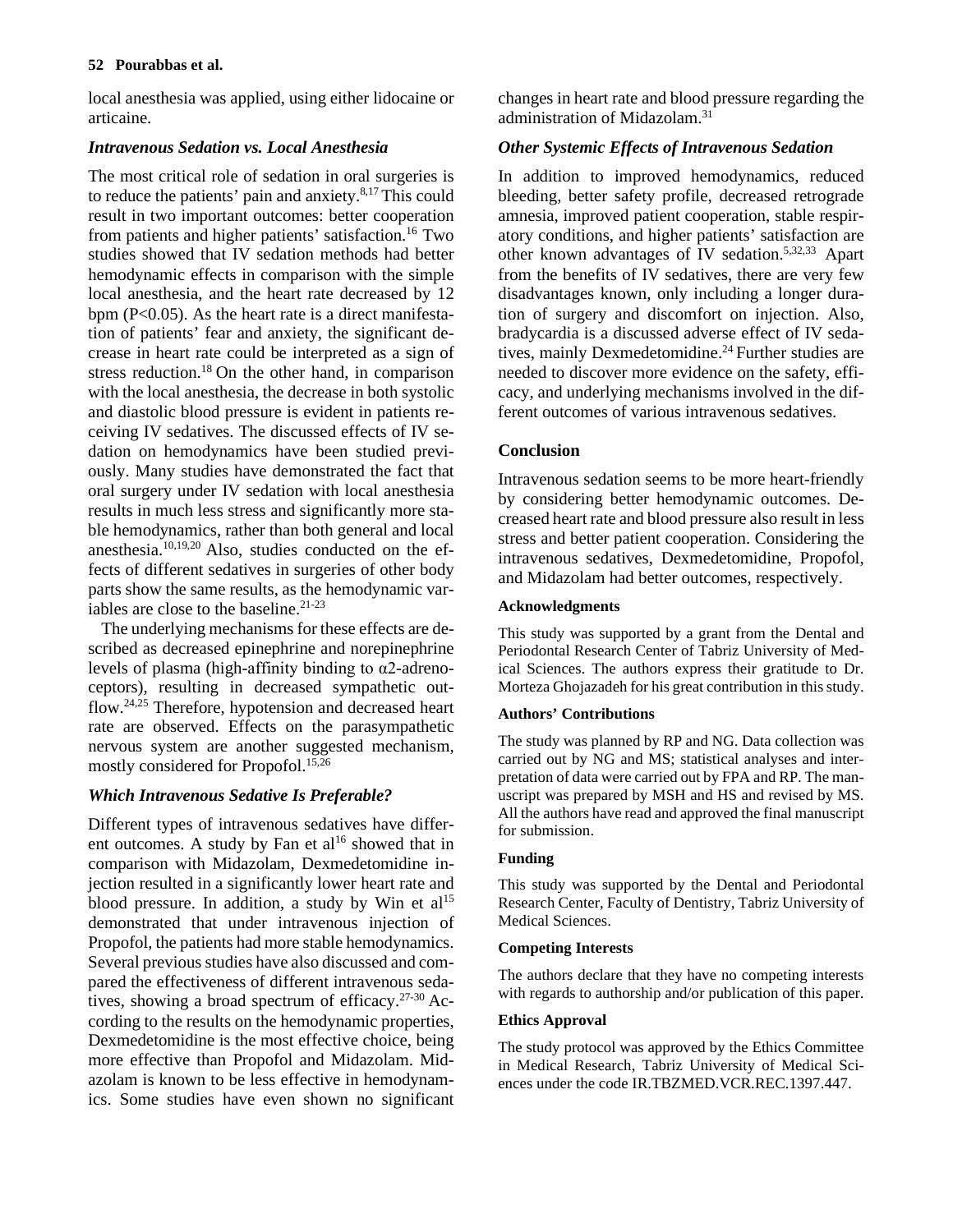local anesthesia was applied, using either lidocaine or articaine.

### *Intravenous Sedation vs. Local Anesthesia*

The most critical role of sedation in oral surgeries is to reduce the patients' pain and anxiety.[8,17] This could result in two important outcomes: better cooperation from patients and higher patients' satisfaction.[16] Two studies showed that IV sedation methods had better hemodynamic effects in comparison with the simple local anesthesia, and the heart rate decreased by 12 bpm ($P<0.05$). As the heart rate is a direct manifestation of patients' fear and anxiety, the significant decrease in heart rate could be interpreted as a sign of stress reduction.[18] On the other hand, in comparison with the local anesthesia, the decrease in both systolic and diastolic blood pressure is evident in patients receiving IV sedatives. The discussed effects of IV sedation on hemodynamics have been studied previously. Many studies have demonstrated the fact that oral surgery under IV sedation with local anesthesia results in much less stress and significantly more stable hemodynamics, rather than both general and local anesthesia.[10,19,20] Also, studies conducted on the effects of different sedatives in surgeries of other body parts show the same results, as the hemodynamic variables are close to the baseline.[21-23]

The underlying mechanisms for these effects are described as decreased epinephrine and norepinephrine levels of plasma (high-affinity binding to $\alpha 2$-adrenoceptors), resulting in decreased sympathetic outflow.[24,25] Therefore, hypotension and decreased heart rate are observed. Effects on the parasympathetic nervous system are another suggested mechanism, mostly considered for Propofol.[15,26]

### *Which Intravenous Sedative Is Preferable?*

Different types of intravenous sedatives have different outcomes. A study by Fan et al[16] showed that in comparison with Midazolam, Dexmedetomidine injection resulted in a significantly lower heart rate and blood pressure. In addition, a study by Win et al[15] demonstrated that under intravenous injection of Propofol, the patients had more stable hemodynamics. Several previous studies have also discussed and compared the effectiveness of different intravenous sedatives, showing a broad spectrum of efficacy.[27-30] According to the results on the hemodynamic properties, Dexmedetomidine is the most effective choice, being more effective than Propofol and Midazolam. Midazolam is known to be less effective in hemodynamics. Some studies have even shown no significant changes in heart rate and blood pressure regarding the administration of Midazolam.[31]

### *Other Systemic Effects of Intravenous Sedation*

In addition to improved hemodynamics, reduced bleeding, better safety profile, decreased retrograde amnesia, improved patient cooperation, stable respiratory conditions, and higher patients' satisfaction are other known advantages of IV sedation.[5,32,33] Apart from the benefits of IV sedatives, there are very few disadvantages known, only including a longer duration of surgery and discomfort on injection. Also, bradycardia is a discussed adverse effect of IV sedatives, mainly Dexmedetomidine.[24] Further studies are needed to discover more evidence on the safety, efficacy, and underlying mechanisms involved in the different outcomes of various intravenous sedatives.

## Conclusion

Intravenous sedation seems to be more heart-friendly by considering better hemodynamic outcomes. Decreased heart rate and blood pressure also result in less stress and better patient cooperation. Considering the intravenous sedatives, Dexmedetomidine, Propofol, and Midazolam had better outcomes, respectively.

#### Acknowledgments

This study was supported by a grant from the Dental and Periodontal Research Center of Tabriz University of Medical Sciences. The authors express their gratitude to Dr. Morteza Ghojazadeh for his great contribution in this study.

#### Authors' Contributions

The study was planned by RP and NG. Data collection was carried out by NG and MS; statistical analyses and interpretation of data were carried out by FPA and RP. The manuscript was prepared by MSH and HS and revised by MS. All the authors have read and approved the final manuscript for submission.

#### Funding

This study was supported by the Dental and Periodontal Research Center, Faculty of Dentistry, Tabriz University of Medical Sciences.

#### Competing Interests

The authors declare that they have no competing interests with regards to authorship and/or publication of this paper.

#### Ethics Approval

The study protocol was approved by the Ethics Committee in Medical Research, Tabriz University of Medical Sciences under the code IR.TBZMED.VCR.REC.1397.447.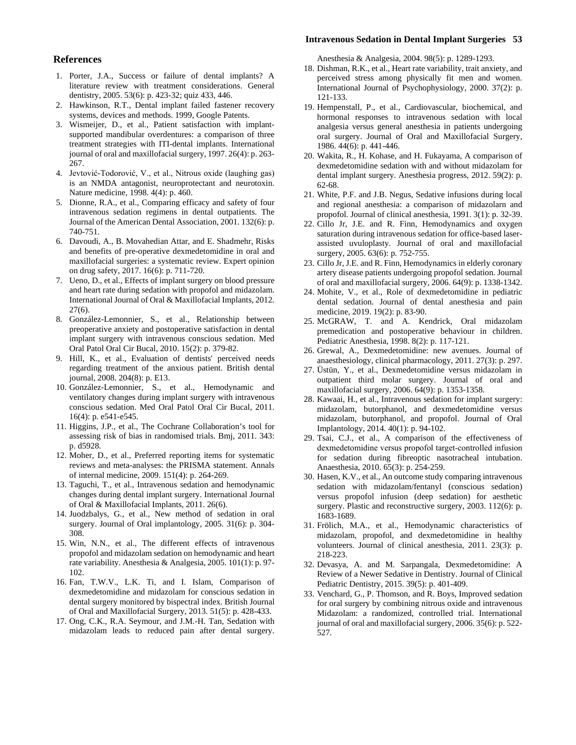## References

1. Porter, J.A., Success or failure of dental implants? A literature review with treatment considerations. General dentistry, 2005. 53(6): p. 423-32; quiz 433, 446.
2. Hawkinson, R.T., Dental implant failed fastener recovery systems, devices and methods. 1999, Google Patents.
3. Wismeijer, D., et al., Patient satisfaction with implant-supported mandibular overdentures: a comparison of three treatment strategies with ITI-dental implants. International journal of oral and maxillofacial surgery, 1997. 26(4): p. 263-267.
4. Jevtović-Todorović, V., et al., Nitrous oxide (laughing gas) is an NMDA antagonist, neuroprotectant and neurotoxin. Nature medicine, 1998. 4(4): p. 460.
5. Dionne, R.A., et al., Comparing efficacy and safety of four intravenous sedation regimens in dental outpatients. The Journal of the American Dental Association, 2001. 132(6): p. 740-751.
6. Davoudi, A., B. Movahedian Attar, and E. Shadmehr, Risks and benefits of pre-operative dexmedetomidine in oral and maxillofacial surgeries: a systematic review. Expert opinion on drug safety, 2017. 16(6): p. 711-720.
7. Ueno, D., et al., Effects of implant surgery on blood pressure and heart rate during sedation with propofol and midazolam. International Journal of Oral & Maxillofacial Implants, 2012. 27(6).
8. González-Lemonnier, S., et al., Relationship between preoperative anxiety and postoperative satisfaction in dental implant surgery with intravenous conscious sedation. Med Oral Patol Oral Cir Bucal, 2010. 15(2): p. 379-82.
9. Hill, K., et al., Evaluation of dentists' perceived needs regarding treatment of the anxious patient. British dental journal, 2008. 204(8): p. E13.
10. González-Lemonnier, S., et al., Hemodynamic and ventilatory changes during implant surgery with intravenous conscious sedation. Med Oral Patol Oral Cir Bucal, 2011. 16(4): p. e541-e545.
11. Higgins, J.P., et al., The Cochrane Collaboration's tool for assessing risk of bias in randomised trials. Bmj, 2011. 343: p. d5928.
12. Moher, D., et al., Preferred reporting items for systematic reviews and meta-analyses: the PRISMA statement. Annals of internal medicine, 2009. 151(4): p. 264-269.
13. Taguchi, T., et al., Intravenous sedation and hemodynamic changes during dental implant surgery. International Journal of Oral & Maxillofacial Implants, 2011. 26(6).
14. Juodzbalys, G., et al., New method of sedation in oral surgery. Journal of Oral implantology, 2005. 31(6): p. 304-308.
15. Win, N.N., et al., The different effects of intravenous propofol and midazolam sedation on hemodynamic and heart rate variability. Anesthesia & Analgesia, 2005. 101(1): p. 97-102.
16. Fan, T.W.V., L.K. Ti, and I. Islam, Comparison of dexmedetomidine and midazolam for conscious sedation in dental surgery monitored by bispectral index. British Journal of Oral and Maxillofacial Surgery, 2013. 51(5): p. 428-433.
17. Ong, C.K., R.A. Seymour, and J.M.-H. Tan, Sedation with midazolam leads to reduced pain after dental surgery. Anesthesia & Analgesia, 2004. 98(5): p. 1289-1293.
18. Dishman, R.K., et al., Heart rate variability, trait anxiety, and perceived stress among physically fit men and women. International Journal of Psychophysiology, 2000. 37(2): p. 121-133.
19. Hempenstall, P., et al., Cardiovascular, biochemical, and hormonal responses to intravenous sedation with local analgesia versus general anesthesia in patients undergoing oral surgery. Journal of Oral and Maxillofacial Surgery, 1986. 44(6): p. 441-446.
20. Wakita, R., H. Kohase, and H. Fukayama, A comparison of dexmedetomidine sedation with and without midazolam for dental implant surgery. Anesthesia progress, 2012. 59(2): p. 62-68.
21. White, P.F. and J.B. Negus, Sedative infusions during local and regional anesthesia: a comparison of midazolarn and propofol. Journal of clinical anesthesia, 1991. 3(1): p. 32-39.
22. Cillo Jr, J.E. and R. Finn, Hemodynamics and oxygen saturation during intravenous sedation for office-based laser-assisted uvuloplasty. Journal of oral and maxillofacial surgery, 2005. 63(6): p. 752-755.
23. Cillo Jr, J.E. and R. Finn, Hemodynamics in elderly coronary artery disease patients undergoing propofol sedation. Journal of oral and maxillofacial surgery, 2006. 64(9): p. 1338-1342.
24. Mohite, V., et al., Role of dexmedetomidine in pediatric dental sedation. Journal of dental anesthesia and pain medicine, 2019. 19(2): p. 83-90.
25. McGRAW, T. and A. Kendrick, Oral midazolam premedication and postoperative behaviour in children. Pediatric Anesthesia, 1998. 8(2): p. 117-121.
26. Grewal, A., Dexmedetomidine: new avenues. Journal of anaesthesiology, clinical pharmacology, 2011. 27(3): p. 297.
27. Üstün, Y., et al., Dexmedetomidine versus midazolam in outpatient third molar surgery. Journal of oral and maxillofacial surgery, 2006. 64(9): p. 1353-1358.
28. Kawaai, H., et al., Intravenous sedation for implant surgery: midazolam, butorphanol, and dexmedetomidine versus midazolam, butorphanol, and propofol. Journal of Oral Implantology, 2014. 40(1): p. 94-102.
29. Tsai, C.J., et al., A comparison of the effectiveness of dexmedetomidine versus propofol target-controlled infusion for sedation during fibreoptic nasotracheal intubation. Anaesthesia, 2010. 65(3): p. 254-259.
30. Hasen, K.V., et al., An outcome study comparing intravenous sedation with midazolam/fentanyl (conscious sedation) versus propofol infusion (deep sedation) for aesthetic surgery. Plastic and reconstructive surgery, 2003. 112(6): p. 1683-1689.
31. Frölich, M.A., et al., Hemodynamic characteristics of midazolam, propofol, and dexmedetomidine in healthy volunteers. Journal of clinical anesthesia, 2011. 23(3): p. 218-223.
32. Devasya, A. and M. Sarpangala, Dexmedetomidine: A Review of a Newer Sedative in Dentistry. Journal of Clinical Pediatric Dentistry, 2015. 39(5): p. 401-409.
33. Venchard, G., P. Thomson, and R. Boys, Improved sedation for oral surgery by combining nitrous oxide and intravenous Midazolam: a randomized, controlled trial. International journal of oral and maxillofacial surgery, 2006. 35(6): p. 522-527.